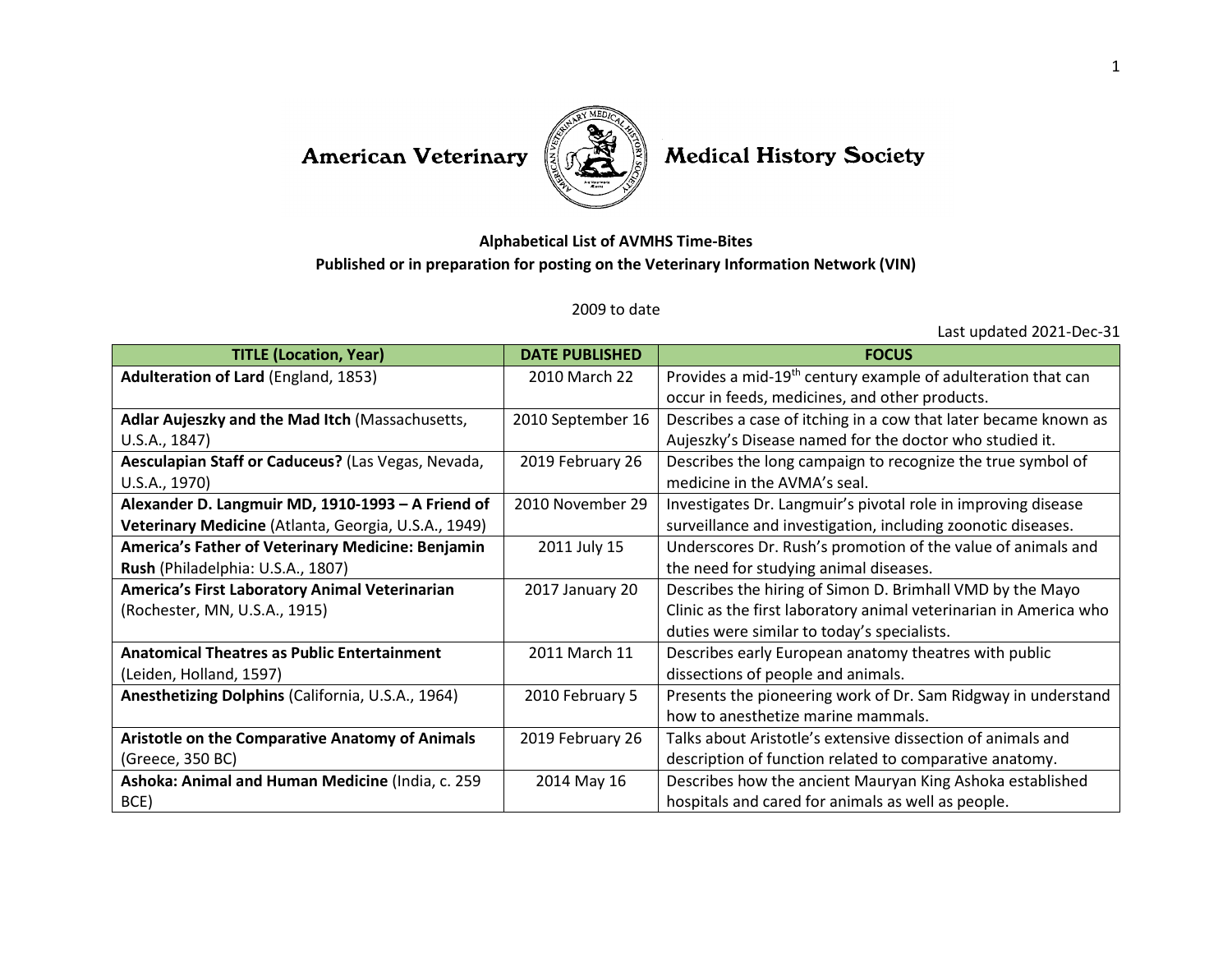# American Veterinary Medical History Society

**Alphabetical List of AVMHS Time-Bites**

**Published or in preparation for posting on the Veterinary Information Network (VIN)**

2009 to date

Last updated 2021-Dec-31

| TITLE (Location, Year) | DATE PUBLISHED | FOCUS |
| --- | --- | --- |
| **Adulteration of Lard** (England, 1853) | 2010 March 22 | Provides a mid-19th century example of adulteration that can occur in feeds, medicines, and other products. |
| **Adlar Aujeszky and the Mad Itch** (Massachusetts, U.S.A., 1847) | 2010 September 16 | Describes a case of itching in a cow that later became known as Aujeszky's Disease named for the doctor who studied it. |
| **Aesculapian Staff or Caduceus?** (Las Vegas, Nevada, U.S.A., 1970) | 2019 February 26 | Describes the long campaign to recognize the true symbol of medicine in the AVMA's seal. |
| **Alexander D. Langmuir MD, 1910-1993 – A Friend of Veterinary Medicine** (Atlanta, Georgia, U.S.A., 1949) | 2010 November 29 | Investigates Dr. Langmuir's pivotal role in improving disease surveillance and investigation, including zoonotic diseases. |
| **America's Father of Veterinary Medicine: Benjamin Rush** (Philadelphia: U.S.A., 1807) | 2011 July 15 | Underscores Dr. Rush's promotion of the value of animals and the need for studying animal diseases. |
| **America's First Laboratory Animal Veterinarian** (Rochester, MN, U.S.A., 1915) | 2017 January 20 | Describes the hiring of Simon D. Brimhall VMD by the Mayo Clinic as the first laboratory animal veterinarian in America who duties were similar to today's specialists. |
| **Anatomical Theatres as Public Entertainment** (Leiden, Holland, 1597) | 2011 March 11 | Describes early European anatomy theatres with public dissections of people and animals. |
| **Anesthetizing Dolphins** (California, U.S.A., 1964) | 2010 February 5 | Presents the pioneering work of Dr. Sam Ridgway in understand how to anesthetize marine mammals. |
| **Aristotle on the Comparative Anatomy of Animals** (Greece, 350 BC) | 2019 February 26 | Talks about Aristotle's extensive dissection of animals and description of function related to comparative anatomy. |
| **Ashoka: Animal and Human Medicine** (India, c. 259 BCE) | 2014 May 16 | Describes how the ancient Mauryan King Ashoka established hospitals and cared for animals as well as people. |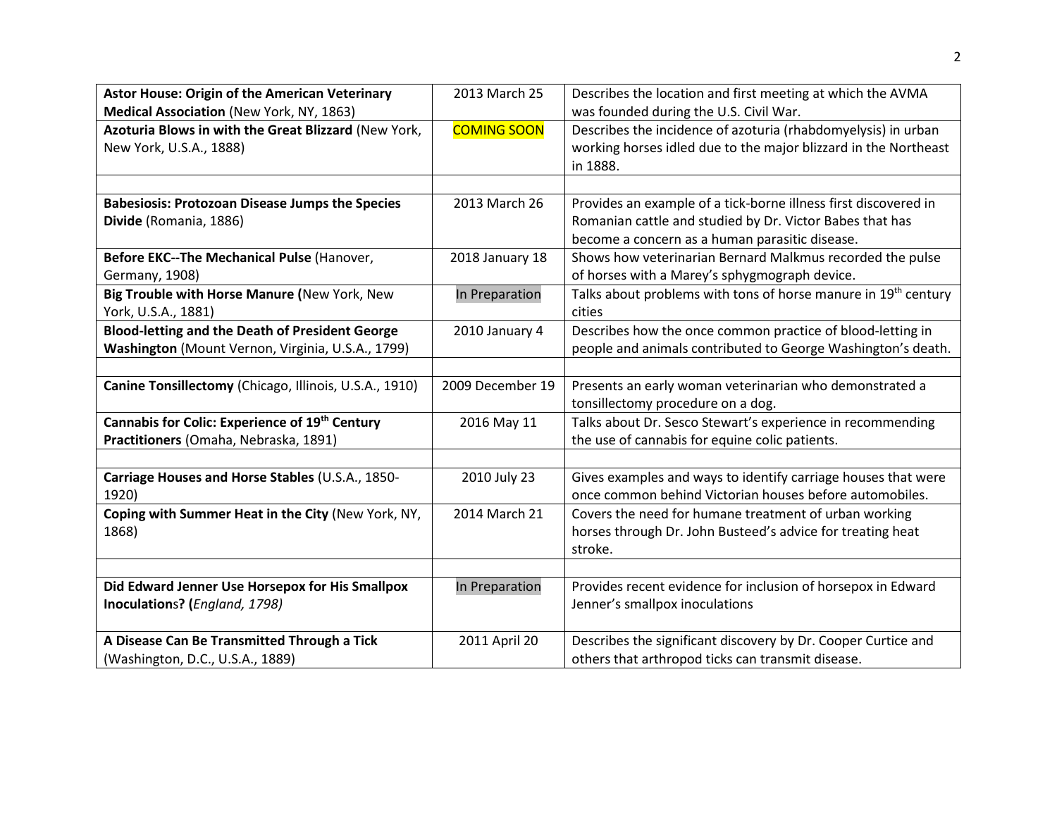| | | |
|---|---|---|
| **Astor House: Origin of the American Veterinary Medical Association** (New York, NY, 1863) | 2013 March 25 | Describes the location and first meeting at which the AVMA was founded during the U.S. Civil War. |
| **Azoturia Blows in with the Great Blizzard** (New York, New York, U.S.A., 1888) | COMING SOON | Describes the incidence of azoturia (rhabdomyelysis) in urban working horses idled due to the major blizzard in the Northeast in 1888. |
| | | |
| **Babesiosis: Protozoan Disease Jumps the Species Divide** (Romania, 1886) | 2013 March 26 | Provides an example of a tick-borne illness first discovered in Romanian cattle and studied by Dr. Victor Babes that has become a concern as a human parasitic disease. |
| **Before EKC--The Mechanical Pulse** (Hanover, Germany, 1908) | 2018 January 18 | Shows how veterinarian Bernard Malkmus recorded the pulse of horses with a Marey's sphygmograph device. |
| **Big Trouble with Horse Manure (**New York, New York, U.S.A., 1881) | In Preparation | Talks about problems with tons of horse manure in 19th century cities |
| **Blood-letting and the Death of President George Washington** (Mount Vernon, Virginia, U.S.A., 1799) | 2010 January 4 | Describes how the once common practice of blood-letting in people and animals contributed to George Washington's death. |
| | | |
| **Canine Tonsillectomy** (Chicago, Illinois, U.S.A., 1910) | 2009 December 19 | Presents an early woman veterinarian who demonstrated a tonsillectomy procedure on a dog. |
| **Cannabis for Colic: Experience of 19th Century Practitioners** (Omaha, Nebraska, 1891) | 2016 May 11 | Talks about Dr. Sesco Stewart's experience in recommending the use of cannabis for equine colic patients. |
| | | |
| **Carriage Houses and Horse Stables** (U.S.A., 1850-1920) | 2010 July 23 | Gives examples and ways to identify carriage houses that were once common behind Victorian houses before automobiles. |
| **Coping with Summer Heat in the City** (New York, NY, 1868) | 2014 March 21 | Covers the need for humane treatment of urban working horses through Dr. John Busteed's advice for treating heat stroke. |
| | | |
| **Did Edward Jenner Use Horsepox for His Smallpox Inoculation**s? **(***England, 1798)* | In Preparation | Provides recent evidence for inclusion of horsepox in Edward Jenner's smallpox inoculations |
| **A Disease Can Be Transmitted Through a Tick** (Washington, D.C., U.S.A., 1889) | 2011 April 20 | Describes the significant discovery by Dr. Cooper Curtice and others that arthropod ticks can transmit disease. |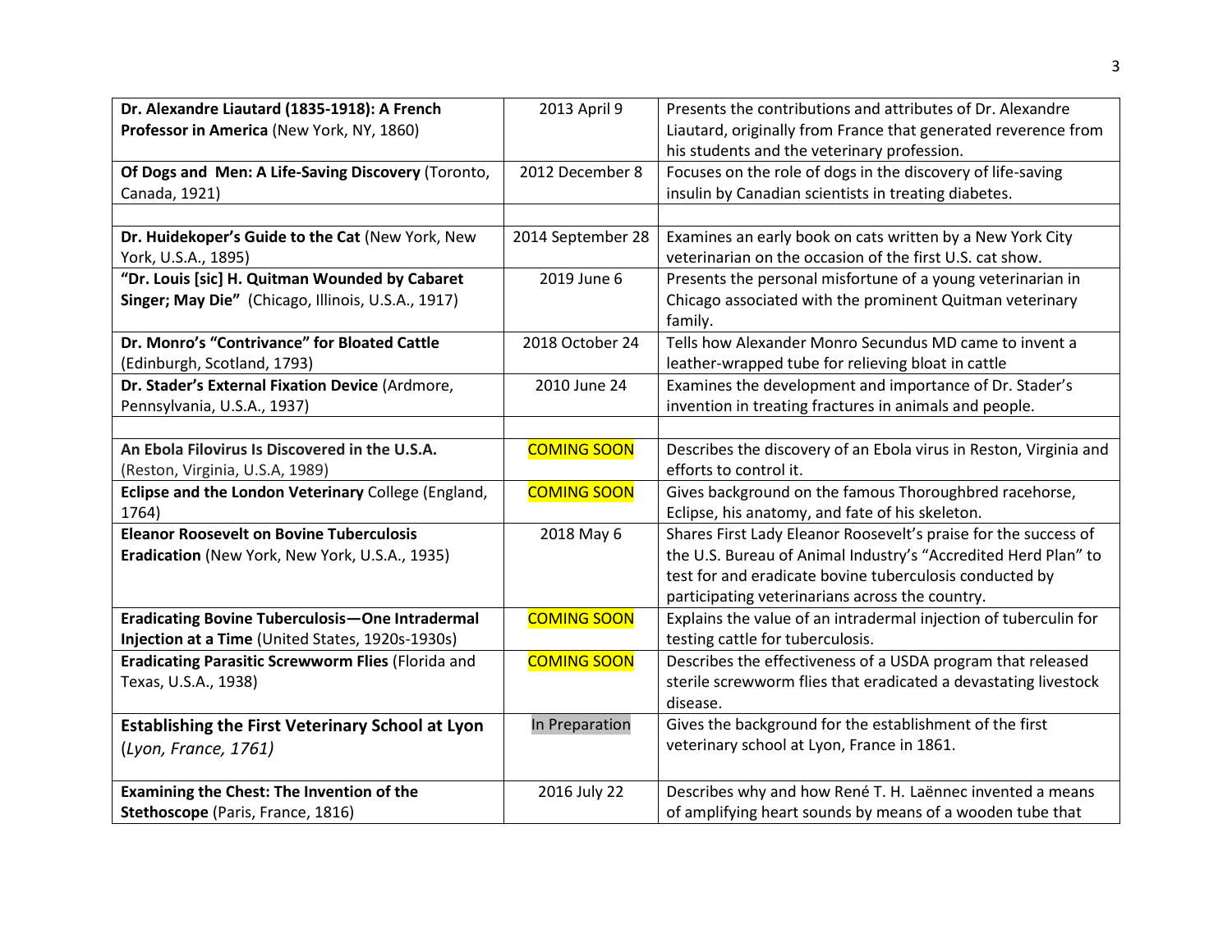| | | |
|---|---|---|
| **Dr. Alexandre Liautard (1835-1918): A French Professor in America** (New York, NY, 1860) | 2013 April 9 | Presents the contributions and attributes of Dr. Alexandre Liautard, originally from France that generated reverence from his students and the veterinary profession. |
| **Of Dogs and Men: A Life-Saving Discovery** (Toronto, Canada, 1921) | 2012 December 8 | Focuses on the role of dogs in the discovery of life-saving insulin by Canadian scientists in treating diabetes. |
| | | |
| **Dr. Huidekoper's Guide to the Cat** (New York, New York, U.S.A., 1895) | 2014 September 28 | Examines an early book on cats written by a New York City veterinarian on the occasion of the first U.S. cat show. |
| **"Dr. Louis [sic] H. Quitman Wounded by Cabaret Singer; May Die"** (Chicago, Illinois, U.S.A., 1917) | 2019 June 6 | Presents the personal misfortune of a young veterinarian in Chicago associated with the prominent Quitman veterinary family. |
| **Dr. Monro's "Contrivance" for Bloated Cattle** (Edinburgh, Scotland, 1793) | 2018 October 24 | Tells how Alexander Monro Secundus MD came to invent a leather-wrapped tube for relieving bloat in cattle |
| **Dr. Stader's External Fixation Device** (Ardmore, Pennsylvania, U.S.A., 1937) | 2010 June 24 | Examines the development and importance of Dr. Stader's invention in treating fractures in animals and people. |
| | | |
| **An Ebola Filovirus Is Discovered in the U.S.A.** (Reston, Virginia, U.S.A, 1989) | COMING SOON | Describes the discovery of an Ebola virus in Reston, Virginia and efforts to control it. |
| **Eclipse and the London Veterinary** College (England, 1764) | COMING SOON | Gives background on the famous Thoroughbred racehorse, Eclipse, his anatomy, and fate of his skeleton. |
| **Eleanor Roosevelt on Bovine Tuberculosis Eradication** (New York, New York, U.S.A., 1935) | 2018 May 6 | Shares First Lady Eleanor Roosevelt's praise for the success of the U.S. Bureau of Animal Industry's "Accredited Herd Plan" to test for and eradicate bovine tuberculosis conducted by participating veterinarians across the country. |
| **Eradicating Bovine Tuberculosis—One Intradermal Injection at a Time** (United States, 1920s-1930s) | COMING SOON | Explains the value of an intradermal injection of tuberculin for testing cattle for tuberculosis. |
| **Eradicating Parasitic Screwworm Flies** (Florida and Texas, U.S.A., 1938) | COMING SOON | Describes the effectiveness of a USDA program that released sterile screwworm flies that eradicated a devastating livestock disease. |
| **Establishing the First Veterinary School at Lyon** (*Lyon, France, 1761)* | In Preparation | Gives the background for the establishment of the first veterinary school at Lyon, France in 1861. |
| **Examining the Chest: The Invention of the Stethoscope** (Paris, France, 1816) | 2016 July 22 | Describes why and how René T. H. Laënnec invented a means of amplifying heart sounds by means of a wooden tube that |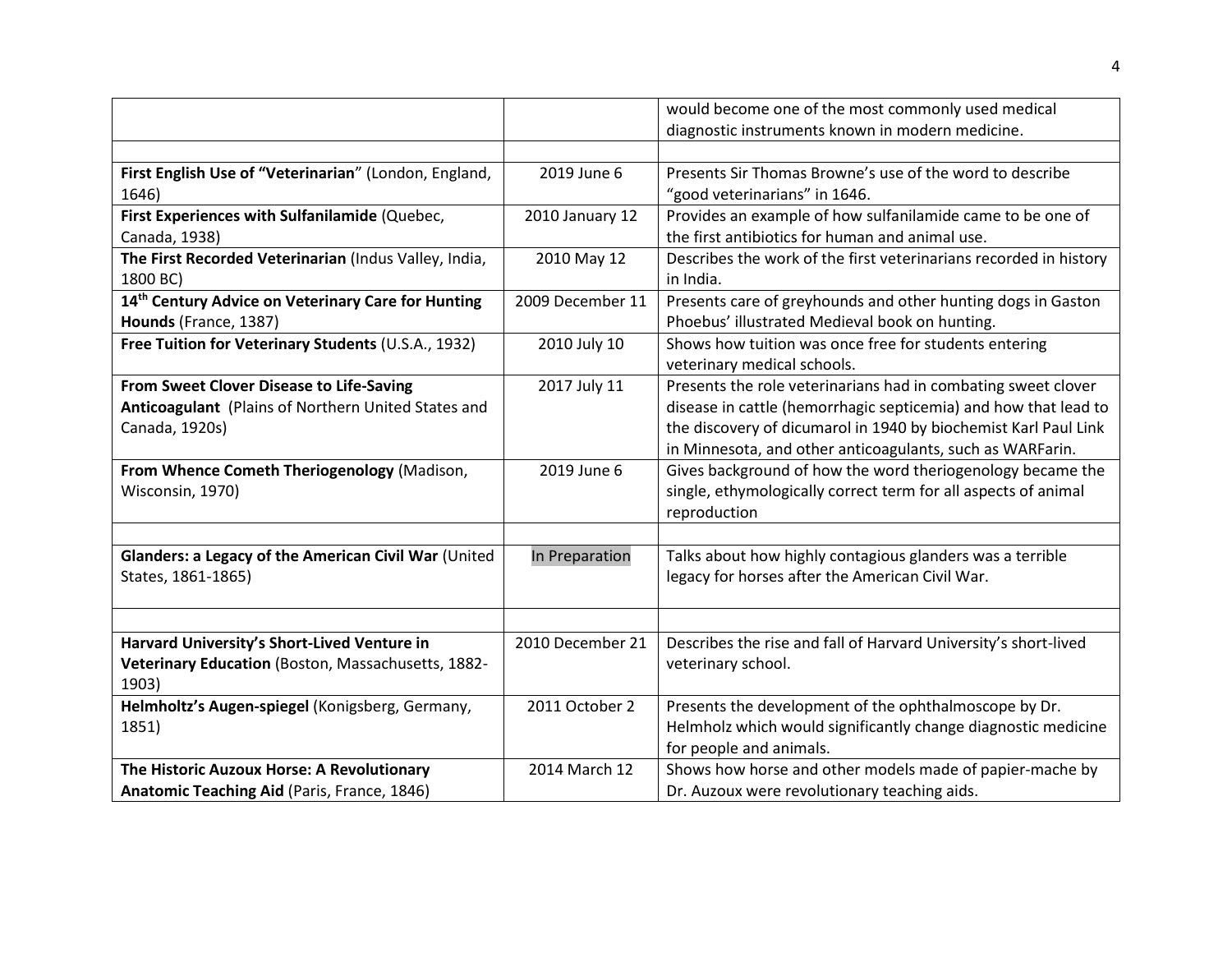| | | |
|---|---|---|
| | | would become one of the most commonly used medical diagnostic instruments known in modern medicine. |
| | | |
| **First English Use of "Veterinarian**" (London, England, 1646) | 2019 June 6 | Presents Sir Thomas Browne's use of the word to describe "good veterinarians" in 1646. |
| **First Experiences with Sulfanilamide** (Quebec, Canada, 1938) | 2010 January 12 | Provides an example of how sulfanilamide came to be one of the first antibiotics for human and animal use. |
| **The First Recorded Veterinarian** (Indus Valley, India, 1800 BC) | 2010 May 12 | Describes the work of the first veterinarians recorded in history in India. |
| **14th Century Advice on Veterinary Care for Hunting Hounds** (France, 1387) | 2009 December 11 | Presents care of greyhounds and other hunting dogs in Gaston Phoebus' illustrated Medieval book on hunting. |
| **Free Tuition for Veterinary Students** (U.S.A., 1932) | 2010 July 10 | Shows how tuition was once free for students entering veterinary medical schools. |
| **From Sweet Clover Disease to Life-Saving Anticoagulant** (Plains of Northern United States and Canada, 1920s) | 2017 July 11 | Presents the role veterinarians had in combating sweet clover disease in cattle (hemorrhagic septicemia) and how that lead to the discovery of dicumarol in 1940 by biochemist Karl Paul Link in Minnesota, and other anticoagulants, such as WARFarin. |
| **From Whence Cometh Theriogenology** (Madison, Wisconsin, 1970) | 2019 June 6 | Gives background of how the word theriogenology became the single, ethymologically correct term for all aspects of animal reproduction |
| | | |
| **Glanders: a Legacy of the American Civil War** (United States, 1861-1865) | In Preparation | Talks about how highly contagious glanders was a terrible legacy for horses after the American Civil War. |
| | | |
| **Harvard University's Short-Lived Venture in Veterinary Education** (Boston, Massachusetts, 1882-1903) | 2010 December 21 | Describes the rise and fall of Harvard University's short-lived veterinary school. |
| **Helmholtz's Augen-spiegel** (Konigsberg, Germany, 1851) | 2011 October 2 | Presents the development of the ophthalmoscope by Dr. Helmholz which would significantly change diagnostic medicine for people and animals. |
| **The Historic Auzoux Horse: A Revolutionary Anatomic Teaching Aid** (Paris, France, 1846) | 2014 March 12 | Shows how horse and other models made of papier-mache by Dr. Auzoux were revolutionary teaching aids. |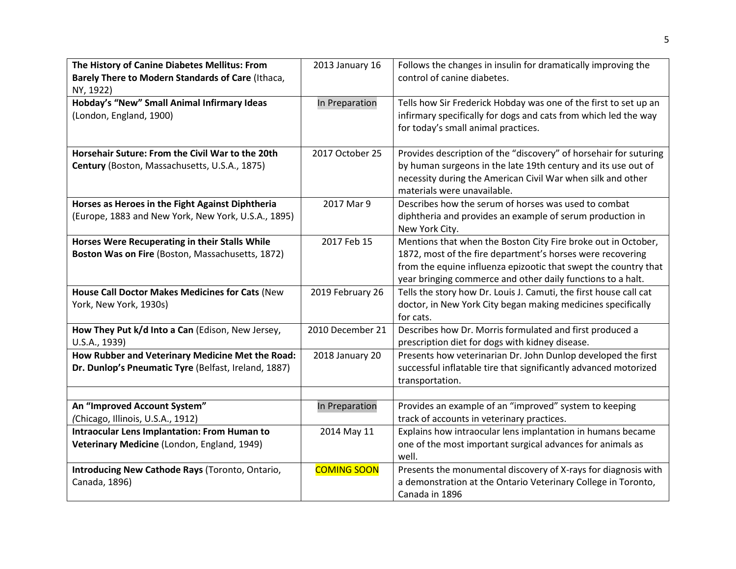| **The History of Canine Diabetes Mellitus: From Barely There to Modern Standards of Care** (Ithaca, NY, 1922) | 2013 January 16 | Follows the changes in insulin for dramatically improving the control of canine diabetes. |
|---|---|---|
| **Hobday's "New" Small Animal Infirmary Ideas** (London, England, 1900) | In Preparation | Tells how Sir Frederick Hobday was one of the first to set up an infirmary specifically for dogs and cats from which led the way for today's small animal practices. |
| **Horsehair Suture: From the Civil War to the 20th Century** (Boston, Massachusetts, U.S.A., 1875) | 2017 October 25 | Provides description of the "discovery" of horsehair for suturing by human surgeons in the late 19th century and its use out of necessity during the American Civil War when silk and other materials were unavailable. |
| **Horses as Heroes in the Fight Against Diphtheria** (Europe, 1883 and New York, New York, U.S.A., 1895) | 2017 Mar 9 | Describes how the serum of horses was used to combat diphtheria and provides an example of serum production in New York City. |
| **Horses Were Recuperating in their Stalls While Boston Was on Fire** (Boston, Massachusetts, 1872) | 2017 Feb 15 | Mentions that when the Boston City Fire broke out in October, 1872, most of the fire department's horses were recovering from the equine influenza epizootic that swept the country that year bringing commerce and other daily functions to a halt. |
| **House Call Doctor Makes Medicines for Cats** (New York, New York, 1930s) | 2019 February 26 | Tells the story how Dr. Louis J. Camuti, the first house call cat doctor, in New York City began making medicines specifically for cats. |
| **How They Put k/d Into a Can** (Edison, New Jersey, U.S.A., 1939) | 2010 December 21 | Describes how Dr. Morris formulated and first produced a prescription diet for dogs with kidney disease. |
| **How Rubber and Veterinary Medicine Met the Road: Dr. Dunlop's Pneumatic Tyre** (Belfast, Ireland, 1887) | 2018 January 20 | Presents how veterinarian Dr. John Dunlop developed the first successful inflatable tire that significantly advanced motorized transportation. |
| | | |
| **An "Improved Account System"** *(*Chicago, Illinois, U.S.A., 1912) | In Preparation | Provides an example of an "improved" system to keeping track of accounts in veterinary practices. |
| **Intraocular Lens Implantation: From Human to Veterinary Medicine** (London, England, 1949) | 2014 May 11 | Explains how intraocular lens implantation in humans became one of the most important surgical advances for animals as well. |
| **Introducing New Cathode Rays** (Toronto, Ontario, Canada, 1896) | COMING SOON | Presents the monumental discovery of X-rays for diagnosis with a demonstration at the Ontario Veterinary College in Toronto, Canada in 1896 |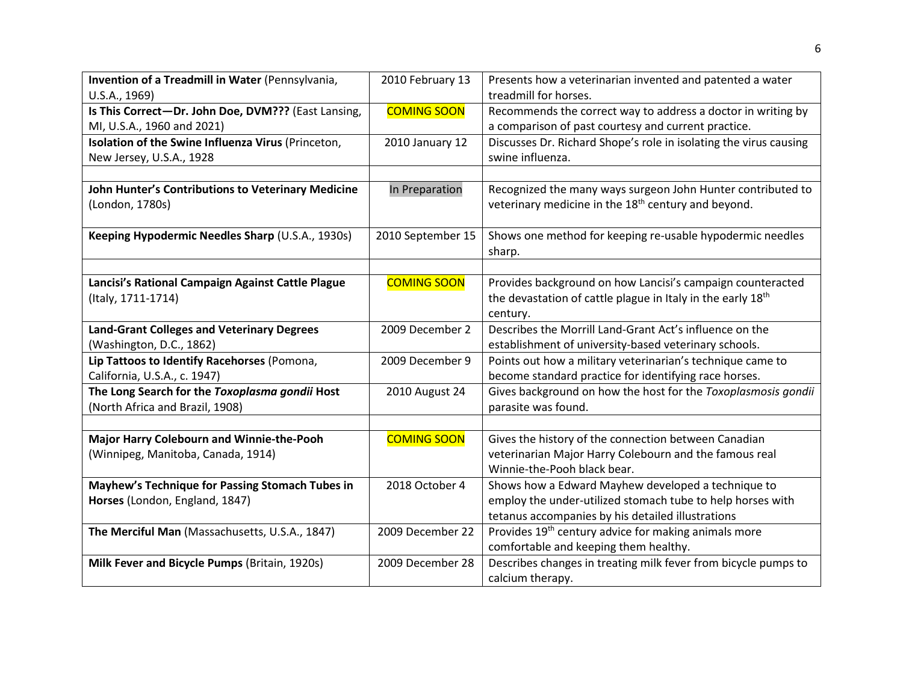| | | |
|---|---|---|
| **Invention of a Treadmill in Water** (Pennsylvania, U.S.A., 1969) | 2010 February 13 | Presents how a veterinarian invented and patented a water treadmill for horses. |
| **Is This Correct—Dr. John Doe, DVM???** (East Lansing, MI, U.S.A., 1960 and 2021) | COMING SOON | Recommends the correct way to address a doctor in writing by a comparison of past courtesy and current practice. |
| **Isolation of the Swine Influenza Virus** (Princeton, New Jersey, U.S.A., 1928 | 2010 January 12 | Discusses Dr. Richard Shope's role in isolating the virus causing swine influenza. |
| | | |
| **John Hunter's Contributions to Veterinary Medicine** (London, 1780s) | In Preparation | Recognized the many ways surgeon John Hunter contributed to veterinary medicine in the 18th century and beyond. |
| **Keeping Hypodermic Needles Sharp** (U.S.A., 1930s) | 2010 September 15 | Shows one method for keeping re-usable hypodermic needles sharp. |
| | | |
| **Lancisi's Rational Campaign Against Cattle Plague** (Italy, 1711-1714) | COMING SOON | Provides background on how Lancisi's campaign counteracted the devastation of cattle plague in Italy in the early 18th century. |
| **Land-Grant Colleges and Veterinary Degrees** (Washington, D.C., 1862) | 2009 December 2 | Describes the Morrill Land-Grant Act's influence on the establishment of university-based veterinary schools. |
| **Lip Tattoos to Identify Racehorses** (Pomona, California, U.S.A., c. 1947) | 2009 December 9 | Points out how a military veterinarian's technique came to become standard practice for identifying race horses. |
| **The Long Search for the *Toxoplasma gondii* Host** (North Africa and Brazil, 1908) | 2010 August 24 | Gives background on how the host for the *Toxoplasmosis gondii* parasite was found. |
| | | |
| **Major Harry Colebourn and Winnie-the-Pooh** (Winnipeg, Manitoba, Canada, 1914) | COMING SOON | Gives the history of the connection between Canadian veterinarian Major Harry Colebourn and the famous real Winnie-the-Pooh black bear. |
| **Mayhew's Technique for Passing Stomach Tubes in Horses** (London, England, 1847) | 2018 October 4 | Shows how a Edward Mayhew developed a technique to employ the under-utilized stomach tube to help horses with tetanus accompanies by his detailed illustrations |
| **The Merciful Man** (Massachusetts, U.S.A., 1847) | 2009 December 22 | Provides 19th century advice for making animals more comfortable and keeping them healthy. |
| **Milk Fever and Bicycle Pumps** (Britain, 1920s) | 2009 December 28 | Describes changes in treating milk fever from bicycle pumps to calcium therapy. |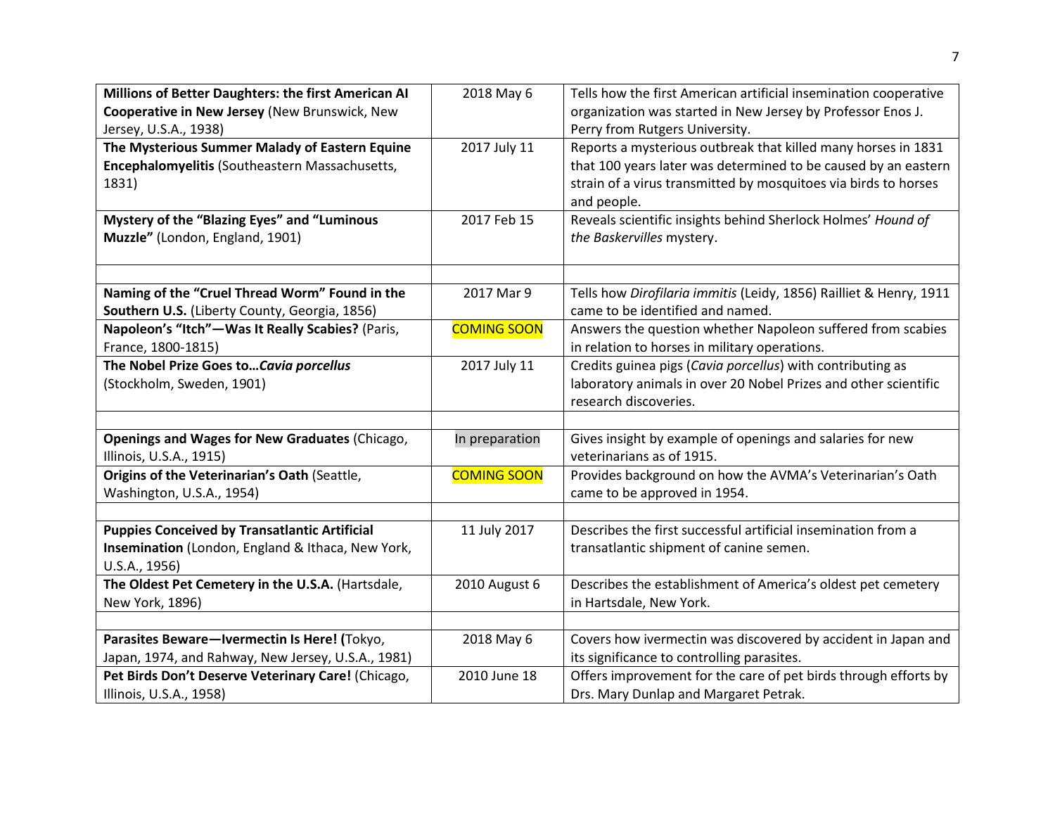| | | |
|---|---|---|
| **Millions of Better Daughters: the first American AI Cooperative in New Jersey** (New Brunswick, New Jersey, U.S.A., 1938) | 2018 May 6 | Tells how the first American artificial insemination cooperative organization was started in New Jersey by Professor Enos J. Perry from Rutgers University. |
| **The Mysterious Summer Malady of Eastern Equine Encephalomyelitis** (Southeastern Massachusetts, 1831) | 2017 July 11 | Reports a mysterious outbreak that killed many horses in 1831 that 100 years later was determined to be caused by an eastern strain of a virus transmitted by mosquitoes via birds to horses and people. |
| **Mystery of the "Blazing Eyes" and "Luminous Muzzle"** (London, England, 1901) | 2017 Feb 15 | Reveals scientific insights behind Sherlock Holmes' *Hound of the Baskervilles* mystery. |
| | | |
| **Naming of the "Cruel Thread Worm" Found in the Southern U.S.** (Liberty County, Georgia, 1856) | 2017 Mar 9 | Tells how *Dirofilaria immitis* (Leidy, 1856) Railliet & Henry, 1911 came to be identified and named. |
| **Napoleon's "Itch"—Was It Really Scabies?** (Paris, France, 1800-1815) | COMING SOON | Answers the question whether Napoleon suffered from scabies in relation to horses in military operations. |
| **The Nobel Prize Goes to…*Cavia porcellus*** (Stockholm, Sweden, 1901) | 2017 July 11 | Credits guinea pigs (*Cavia porcellus*) with contributing as laboratory animals in over 20 Nobel Prizes and other scientific research discoveries. |
| | | |
| **Openings and Wages for New Graduates** (Chicago, Illinois, U.S.A., 1915) | In preparation | Gives insight by example of openings and salaries for new veterinarians as of 1915. |
| **Origins of the Veterinarian's Oath** (Seattle, Washington, U.S.A., 1954) | COMING SOON | Provides background on how the AVMA's Veterinarian's Oath came to be approved in 1954. |
| | | |
| **Puppies Conceived by Transatlantic Artificial Insemination** (London, England & Ithaca, New York, U.S.A., 1956) | 11 July 2017 | Describes the first successful artificial insemination from a transatlantic shipment of canine semen. |
| **The Oldest Pet Cemetery in the U.S.A.** (Hartsdale, New York, 1896) | 2010 August 6 | Describes the establishment of America's oldest pet cemetery in Hartsdale, New York. |
| | | |
| **Parasites Beware—Ivermectin Is Here! (**Tokyo, Japan, 1974, and Rahway, New Jersey, U.S.A., 1981) | 2018 May 6 | Covers how ivermectin was discovered by accident in Japan and its significance to controlling parasites. |
| **Pet Birds Don't Deserve Veterinary Care!** (Chicago, Illinois, U.S.A., 1958) | 2010 June 18 | Offers improvement for the care of pet birds through efforts by Drs. Mary Dunlap and Margaret Petrak. |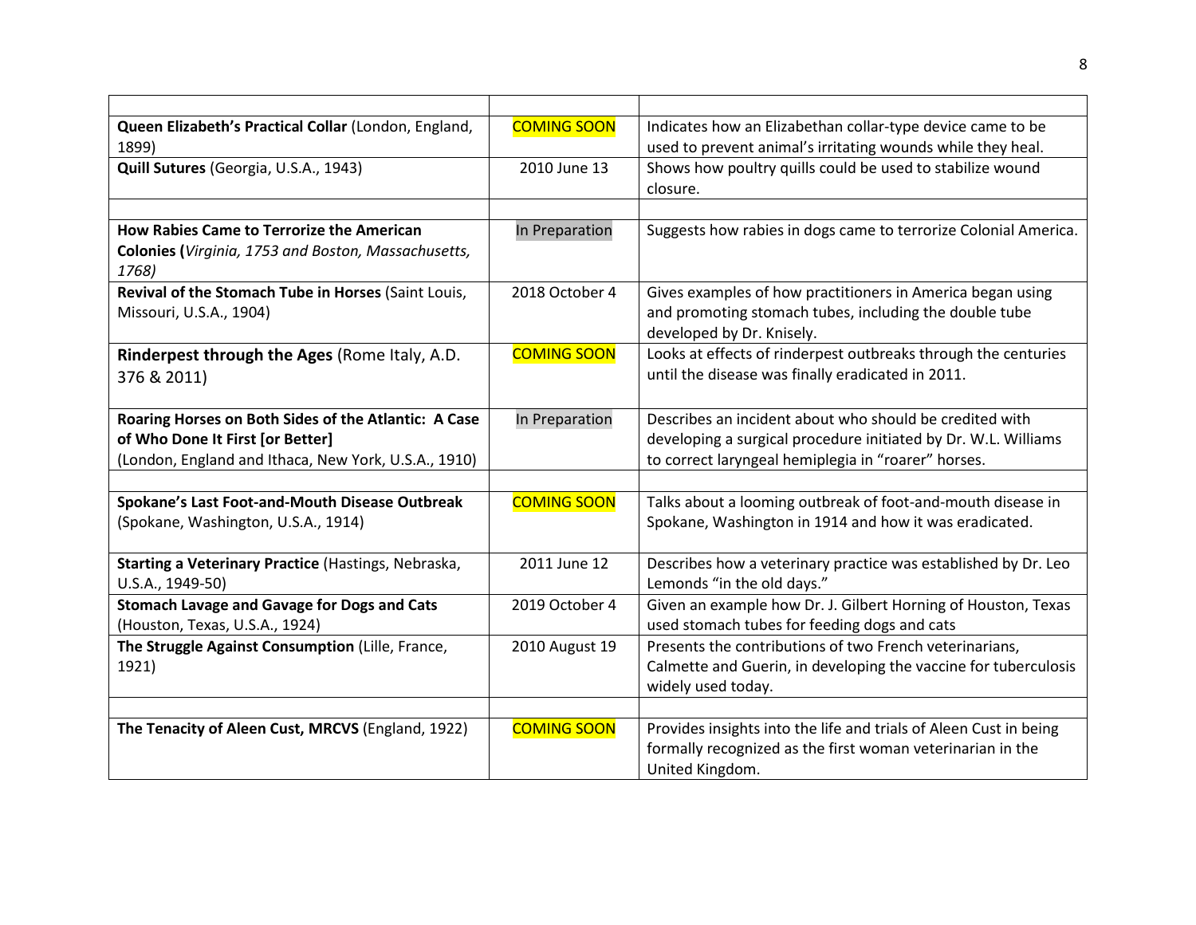| | | |
|---|---|---|
| **Queen Elizabeth's Practical Collar** (London, England, 1899) | COMING SOON | Indicates how an Elizabethan collar-type device came to be used to prevent animal's irritating wounds while they heal. |
| **Quill Sutures** (Georgia, U.S.A., 1943) | 2010 June 13 | Shows how poultry quills could be used to stabilize wound closure. |
| | | |
| **How Rabies Came to Terrorize the American Colonies (***Virginia, 1753 and Boston, Massachusetts, 1768)* | In Preparation | Suggests how rabies in dogs came to terrorize Colonial America. |
| **Revival of the Stomach Tube in Horses** (Saint Louis, Missouri, U.S.A., 1904) | 2018 October 4 | Gives examples of how practitioners in America began using and promoting stomach tubes, including the double tube developed by Dr. Knisely. |
| **Rinderpest through the Ages** (Rome Italy, A.D. 376 & 2011) | COMING SOON | Looks at effects of rinderpest outbreaks through the centuries until the disease was finally eradicated in 2011. |
| **Roaring Horses on Both Sides of the Atlantic: A Case of Who Done It First [or Better]** (London, England and Ithaca, New York, U.S.A., 1910) | In Preparation | Describes an incident about who should be credited with developing a surgical procedure initiated by Dr. W.L. Williams to correct laryngeal hemiplegia in "roarer" horses. |
| | | |
| **Spokane's Last Foot-and-Mouth Disease Outbreak** (Spokane, Washington, U.S.A., 1914) | COMING SOON | Talks about a looming outbreak of foot-and-mouth disease in Spokane, Washington in 1914 and how it was eradicated. |
| **Starting a Veterinary Practice** (Hastings, Nebraska, U.S.A., 1949-50) | 2011 June 12 | Describes how a veterinary practice was established by Dr. Leo Lemonds "in the old days." |
| **Stomach Lavage and Gavage for Dogs and Cats** (Houston, Texas, U.S.A., 1924) | 2019 October 4 | Given an example how Dr. J. Gilbert Horning of Houston, Texas used stomach tubes for feeding dogs and cats |
| **The Struggle Against Consumption** (Lille, France, 1921) | 2010 August 19 | Presents the contributions of two French veterinarians, Calmette and Guerin, in developing the vaccine for tuberculosis widely used today. |
| | | |
| **The Tenacity of Aleen Cust, MRCVS** (England, 1922) | COMING SOON | Provides insights into the life and trials of Aleen Cust in being formally recognized as the first woman veterinarian in the United Kingdom. |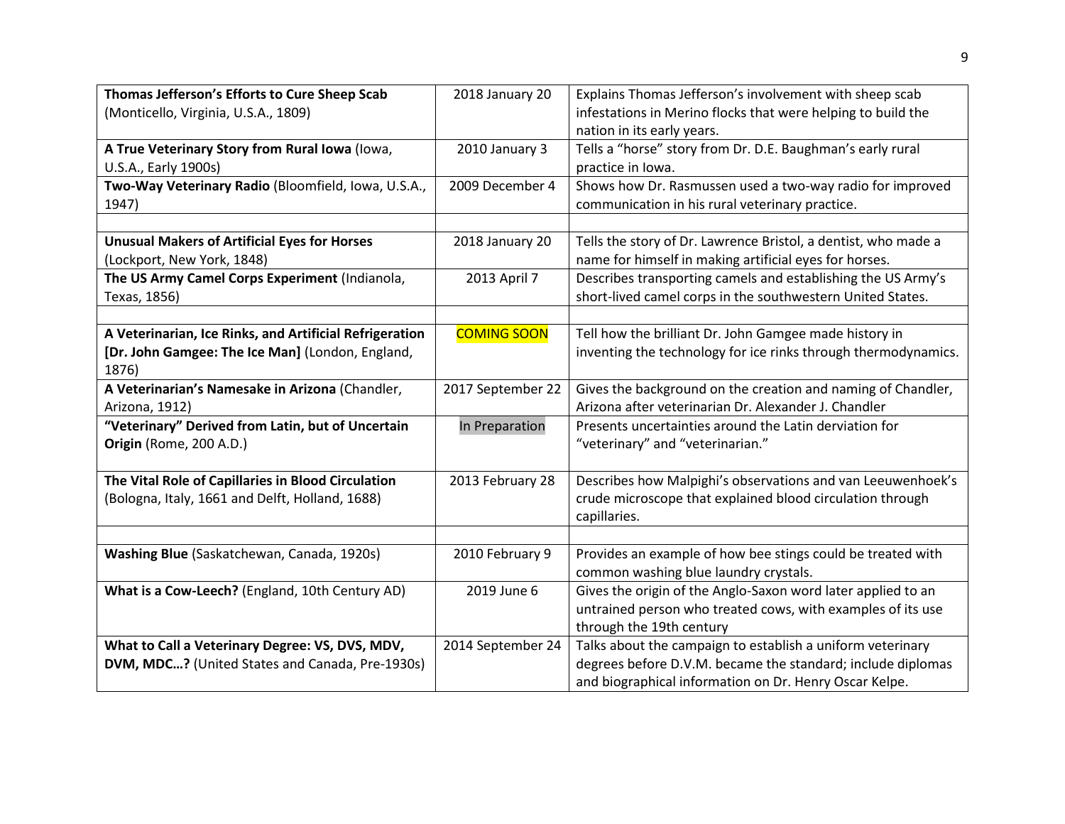| | | |
|---|---|---|
| **Thomas Jefferson's Efforts to Cure Sheep Scab** (Monticello, Virginia, U.S.A., 1809) | 2018 January 20 | Explains Thomas Jefferson's involvement with sheep scab infestations in Merino flocks that were helping to build the nation in its early years. |
| **A True Veterinary Story from Rural Iowa** (Iowa, U.S.A., Early 1900s) | 2010 January 3 | Tells a "horse" story from Dr. D.E. Baughman's early rural practice in Iowa. |
| **Two-Way Veterinary Radio** (Bloomfield, Iowa, U.S.A., 1947) | 2009 December 4 | Shows how Dr. Rasmussen used a two-way radio for improved communication in his rural veterinary practice. |
| | | |
| **Unusual Makers of Artificial Eyes for Horses** (Lockport, New York, 1848) | 2018 January 20 | Tells the story of Dr. Lawrence Bristol, a dentist, who made a name for himself in making artificial eyes for horses. |
| **The US Army Camel Corps Experiment** (Indianola, Texas, 1856) | 2013 April 7 | Describes transporting camels and establishing the US Army's short-lived camel corps in the southwestern United States. |
| | | |
| **A Veterinarian, Ice Rinks, and Artificial Refrigeration [Dr. John Gamgee: The Ice Man]** (London, England, 1876) | COMING SOON | Tell how the brilliant Dr. John Gamgee made history in inventing the technology for ice rinks through thermodynamics. |
| **A Veterinarian's Namesake in Arizona** (Chandler, Arizona, 1912) | 2017 September 22 | Gives the background on the creation and naming of Chandler, Arizona after veterinarian Dr. Alexander J. Chandler |
| **"Veterinary" Derived from Latin, but of Uncertain Origin** (Rome, 200 A.D.) | In Preparation | Presents uncertainties around the Latin derviation for "veterinary" and "veterinarian." |
| **The Vital Role of Capillaries in Blood Circulation** (Bologna, Italy, 1661 and Delft, Holland, 1688) | 2013 February 28 | Describes how Malpighi's observations and van Leeuwenhoek's crude microscope that explained blood circulation through capillaries. |
| | | |
| **Washing Blue** (Saskatchewan, Canada, 1920s) | 2010 February 9 | Provides an example of how bee stings could be treated with common washing blue laundry crystals. |
| **What is a Cow-Leech?** (England, 10th Century AD) | 2019 June 6 | Gives the origin of the Anglo-Saxon word later applied to an untrained person who treated cows, with examples of its use through the 19th century |
| **What to Call a Veterinary Degree: VS, DVS, MDV, DVM, MDC…?** (United States and Canada, Pre-1930s) | 2014 September 24 | Talks about the campaign to establish a uniform veterinary degrees before D.V.M. became the standard; include diplomas and biographical information on Dr. Henry Oscar Kelpe. |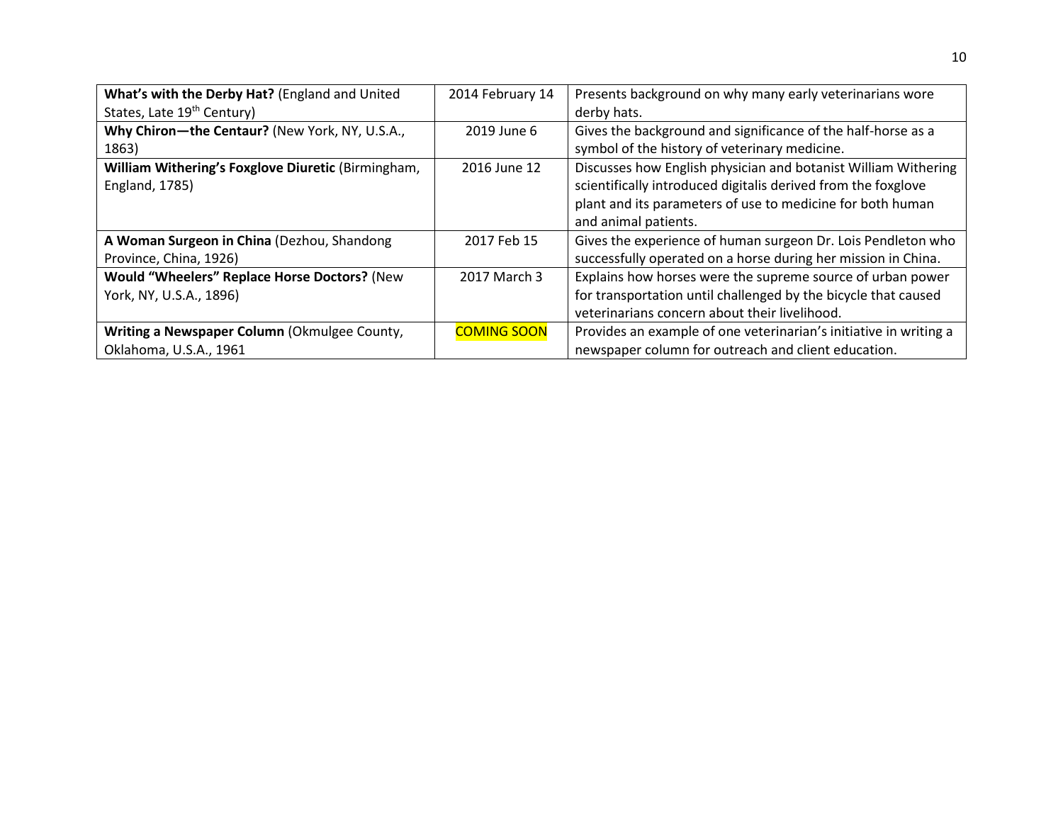| | | |
|---|---|---|
| **What's with the Derby Hat?** (England and United States, Late 19th Century) | 2014 February 14 | Presents background on why many early veterinarians wore derby hats. |
| **Why Chiron—the Centaur?** (New York, NY, U.S.A., 1863) | 2019 June 6 | Gives the background and significance of the half-horse as a symbol of the history of veterinary medicine. |
| **William Withering's Foxglove Diuretic** (Birmingham, England, 1785) | 2016 June 12 | Discusses how English physician and botanist William Withering scientifically introduced digitalis derived from the foxglove plant and its parameters of use to medicine for both human and animal patients. |
| **A Woman Surgeon in China** (Dezhou, Shandong Province, China, 1926) | 2017 Feb 15 | Gives the experience of human surgeon Dr. Lois Pendleton who successfully operated on a horse during her mission in China. |
| **Would "Wheelers" Replace Horse Doctors?** (New York, NY, U.S.A., 1896) | 2017 March 3 | Explains how horses were the supreme source of urban power for transportation until challenged by the bicycle that caused veterinarians concern about their livelihood. |
| **Writing a Newspaper Column** (Okmulgee County, Oklahoma, U.S.A., 1961 | COMING SOON | Provides an example of one veterinarian's initiative in writing a newspaper column for outreach and client education. |